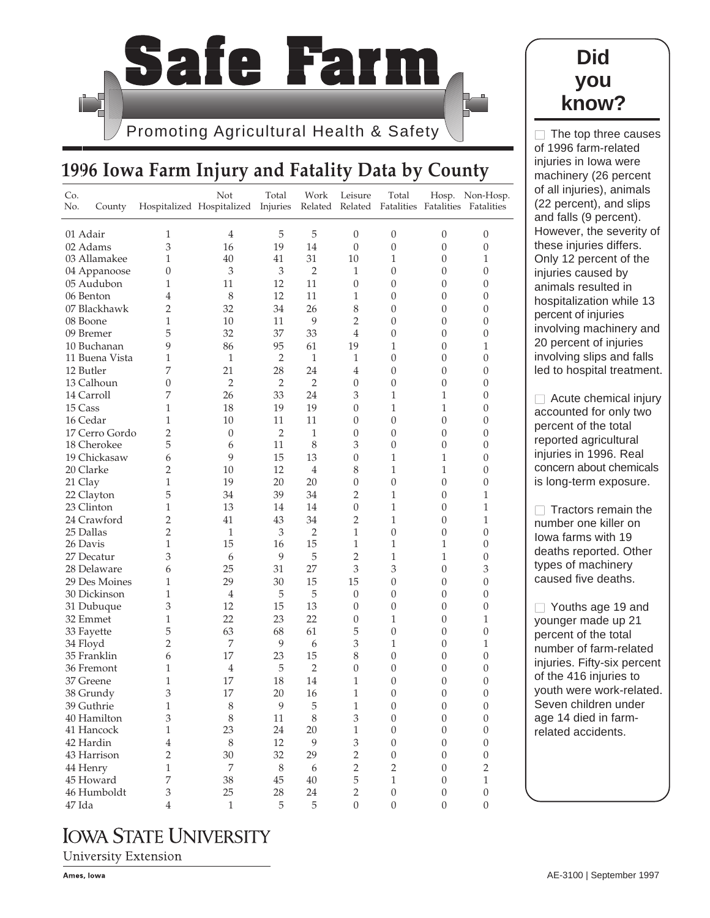# Safe Farm

Promoting Agricultural Health & Safety

## 1996 Iowa Farm Injury and Fatality Data by County

| Co. No. | County | Hospitalized | Not Hospitalized | Total Injuries | Work Related | Leisure Related | Total Fatalities | Hosp. Fatalities | Non-Hosp. Fatalities |
|---|---|---|---|---|---|---|---|---|---|
| 01 | Adair | 1 | 4 | 5 | 5 | 0 | 0 | 0 | 0 |
| 02 | Adams | 3 | 16 | 19 | 14 | 0 | 0 | 0 | 0 |
| 03 | Allamakee | 1 | 40 | 41 | 31 | 10 | 1 | 0 | 1 |
| 04 | Appanoose | 0 | 3 | 3 | 2 | 1 | 0 | 0 | 0 |
| 05 | Audubon | 1 | 11 | 12 | 11 | 0 | 0 | 0 | 0 |
| 06 | Benton | 4 | 8 | 12 | 11 | 1 | 0 | 0 | 0 |
| 07 | Blackhawk | 2 | 32 | 34 | 26 | 8 | 0 | 0 | 0 |
| 08 | Boone | 1 | 10 | 11 | 9 | 2 | 0 | 0 | 0 |
| 09 | Bremer | 5 | 32 | 37 | 33 | 4 | 0 | 0 | 0 |
| 10 | Buchanan | 9 | 86 | 95 | 61 | 19 | 1 | 0 | 1 |
| 11 | Buena Vista | 1 | 1 | 2 | 1 | 1 | 0 | 0 | 0 |
| 12 | Butler | 7 | 21 | 28 | 24 | 4 | 0 | 0 | 0 |
| 13 | Calhoun | 0 | 2 | 2 | 2 | 0 | 0 | 0 | 0 |
| 14 | Carroll | 7 | 26 | 33 | 24 | 3 | 1 | 1 | 0 |
| 15 | Cass | 1 | 18 | 19 | 19 | 0 | 1 | 1 | 0 |
| 16 | Cedar | 1 | 10 | 11 | 11 | 0 | 0 | 0 | 0 |
| 17 | Cerro Gordo | 2 | 0 | 2 | 1 | 0 | 0 | 0 | 0 |
| 18 | Cherokee | 5 | 6 | 11 | 8 | 3 | 0 | 0 | 0 |
| 19 | Chickasaw | 6 | 9 | 15 | 13 | 0 | 1 | 1 | 0 |
| 20 | Clarke | 2 | 10 | 12 | 4 | 8 | 1 | 1 | 0 |
| 21 | Clay | 1 | 19 | 20 | 20 | 0 | 0 | 0 | 0 |
| 22 | Clayton | 5 | 34 | 39 | 34 | 2 | 1 | 0 | 1 |
| 23 | Clinton | 1 | 13 | 14 | 14 | 0 | 1 | 0 | 1 |
| 24 | Crawford | 2 | 41 | 43 | 34 | 2 | 1 | 0 | 1 |
| 25 | Dallas | 2 | 1 | 3 | 2 | 1 | 0 | 0 | 0 |
| 26 | Davis | 1 | 15 | 16 | 15 | 1 | 1 | 1 | 0 |
| 27 | Decatur | 3 | 6 | 9 | 5 | 2 | 1 | 1 | 0 |
| 28 | Delaware | 6 | 25 | 31 | 27 | 3 | 3 | 0 | 3 |
| 29 | Des Moines | 1 | 29 | 30 | 15 | 15 | 0 | 0 | 0 |
| 30 | Dickinson | 1 | 4 | 5 | 5 | 0 | 0 | 0 | 0 |
| 31 | Dubuque | 3 | 12 | 15 | 13 | 0 | 0 | 0 | 0 |
| 32 | Emmet | 1 | 22 | 23 | 22 | 0 | 1 | 0 | 1 |
| 33 | Fayette | 5 | 63 | 68 | 61 | 5 | 0 | 0 | 0 |
| 34 | Floyd | 2 | 7 | 9 | 6 | 3 | 1 | 0 | 1 |
| 35 | Franklin | 6 | 17 | 23 | 15 | 8 | 0 | 0 | 0 |
| 36 | Fremont | 1 | 4 | 5 | 2 | 0 | 0 | 0 | 0 |
| 37 | Greene | 1 | 17 | 18 | 14 | 1 | 0 | 0 | 0 |
| 38 | Grundy | 3 | 17 | 20 | 16 | 1 | 0 | 0 | 0 |
| 39 | Guthrie | 1 | 8 | 9 | 5 | 1 | 0 | 0 | 0 |
| 40 | Hamilton | 3 | 8 | 11 | 8 | 3 | 0 | 0 | 0 |
| 41 | Hancock | 1 | 23 | 24 | 20 | 1 | 0 | 0 | 0 |
| 42 | Hardin | 4 | 8 | 12 | 9 | 3 | 0 | 0 | 0 |
| 43 | Harrison | 2 | 30 | 32 | 29 | 2 | 0 | 0 | 0 |
| 44 | Henry | 1 | 7 | 8 | 6 | 2 | 2 | 0 | 2 |
| 45 | Howard | 7 | 38 | 45 | 40 | 5 | 1 | 0 | 1 |
| 46 | Humboldt | 3 | 25 | 28 | 24 | 2 | 0 | 0 | 0 |
| 47 | Ida | 4 | 1 | 5 | 5 | 0 | 0 | 0 | 0 |

## Did you know?

- The top three causes of 1996 farm-related injuries in Iowa were machinery (26 percent of all injuries), animals (22 percent), and slips and falls (9 percent). However, the severity of these injuries differs. Only 12 percent of the injuries caused by animals resulted in hospitalization while 13 percent of injuries involving machinery and 20 percent of injuries involving slips and falls led to hospital treatment.
- Acute chemical injury accounted for only two percent of the total reported agricultural injuries in 1996. Real concern about chemicals is long-term exposure.
- Tractors remain the number one killer on Iowa farms with 19 deaths reported. Other types of machinery caused five deaths.
- Youths age 19 and younger made up 21 percent of the total number of farm-related injuries. Fifty-six percent of the 416 injuries to youth were work-related. Seven children under age 14 died in farm-related accidents.

IOWA STATE UNIVERSITY
University Extension
Ames, Iowa

AE-3100 | September 1997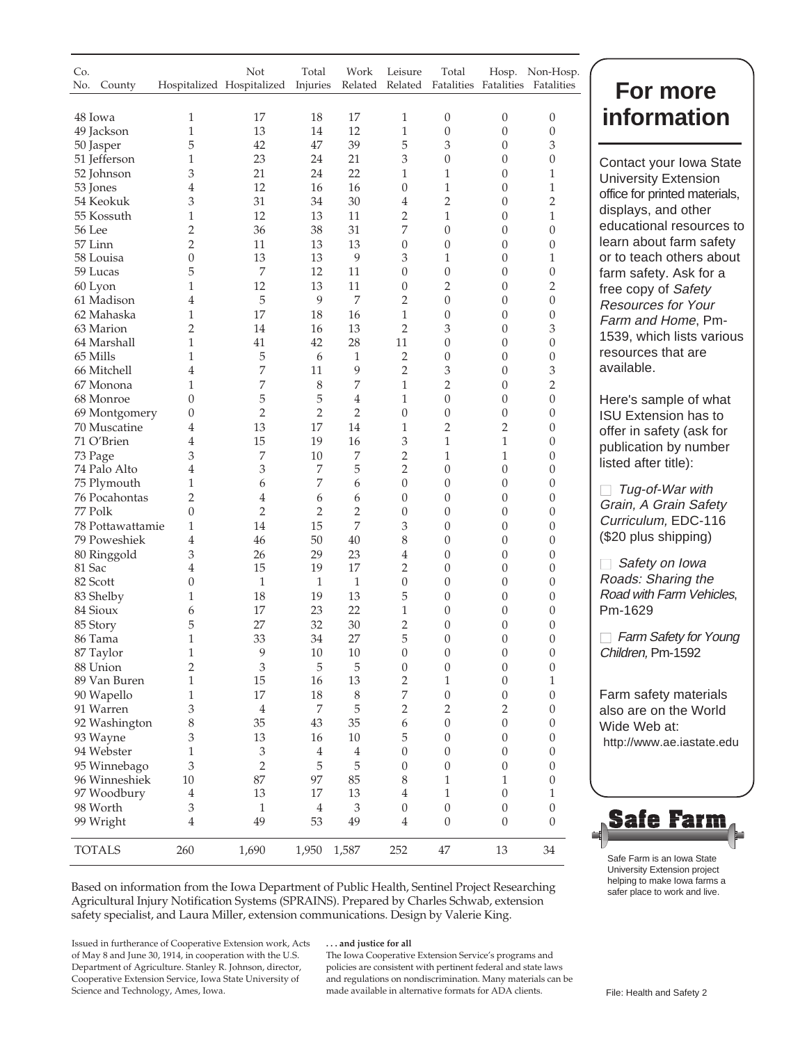| Co. No. | County | Hospitalized | Not Hospitalized | Total Injuries | Work Related | Leisure Related | Total Fatalities | Hosp. Fatalities | Non-Hosp. Fatalities |
|---|---|---|---|---|---|---|---|---|---|
| 48 | Iowa | 1 | 17 | 18 | 17 | 1 | 0 | 0 | 0 |
| 49 | Jackson | 1 | 13 | 14 | 12 | 1 | 0 | 0 | 0 |
| 50 | Jasper | 5 | 42 | 47 | 39 | 5 | 3 | 0 | 3 |
| 51 | Jefferson | 1 | 23 | 24 | 21 | 3 | 0 | 0 | 0 |
| 52 | Johnson | 3 | 21 | 24 | 22 | 1 | 1 | 0 | 1 |
| 53 | Jones | 4 | 12 | 16 | 16 | 0 | 1 | 0 | 1 |
| 54 | Keokuk | 3 | 31 | 34 | 30 | 4 | 2 | 0 | 2 |
| 55 | Kossuth | 1 | 12 | 13 | 11 | 2 | 1 | 0 | 1 |
| 56 | Lee | 2 | 36 | 38 | 31 | 7 | 0 | 0 | 0 |
| 57 | Linn | 2 | 11 | 13 | 13 | 0 | 0 | 0 | 0 |
| 58 | Louisa | 0 | 13 | 13 | 9 | 3 | 1 | 0 | 1 |
| 59 | Lucas | 5 | 7 | 12 | 11 | 0 | 0 | 0 | 0 |
| 60 | Lyon | 1 | 12 | 13 | 11 | 0 | 2 | 0 | 2 |
| 61 | Madison | 4 | 5 | 9 | 7 | 2 | 0 | 0 | 0 |
| 62 | Mahaska | 1 | 17 | 18 | 16 | 1 | 0 | 0 | 0 |
| 63 | Marion | 2 | 14 | 16 | 13 | 2 | 3 | 0 | 3 |
| 64 | Marshall | 1 | 41 | 42 | 28 | 11 | 0 | 0 | 0 |
| 65 | Mills | 1 | 5 | 6 | 1 | 2 | 0 | 0 | 0 |
| 66 | Mitchell | 4 | 7 | 11 | 9 | 2 | 3 | 0 | 3 |
| 67 | Monona | 1 | 7 | 8 | 7 | 1 | 2 | 0 | 2 |
| 68 | Monroe | 0 | 5 | 5 | 4 | 1 | 0 | 0 | 0 |
| 69 | Montgomery | 0 | 2 | 2 | 2 | 0 | 0 | 0 | 0 |
| 70 | Muscatine | 4 | 13 | 17 | 14 | 1 | 2 | 2 | 0 |
| 71 | O'Brien | 4 | 15 | 19 | 16 | 3 | 1 | 1 | 0 |
| 73 | Page | 3 | 7 | 10 | 7 | 2 | 1 | 1 | 0 |
| 74 | Palo Alto | 4 | 3 | 7 | 5 | 2 | 0 | 0 | 0 |
| 75 | Plymouth | 1 | 6 | 7 | 6 | 0 | 0 | 0 | 0 |
| 76 | Pocahontas | 2 | 4 | 6 | 6 | 0 | 0 | 0 | 0 |
| 77 | Polk | 0 | 2 | 2 | 2 | 0 | 0 | 0 | 0 |
| 78 | Pottawattamie | 1 | 14 | 15 | 7 | 3 | 0 | 0 | 0 |
| 79 | Poweshiek | 4 | 46 | 50 | 40 | 8 | 0 | 0 | 0 |
| 80 | Ringgold | 3 | 26 | 29 | 23 | 4 | 0 | 0 | 0 |
| 81 | Sac | 4 | 15 | 19 | 17 | 2 | 0 | 0 | 0 |
| 82 | Scott | 0 | 1 | 1 | 1 | 0 | 0 | 0 | 0 |
| 83 | Shelby | 1 | 18 | 19 | 13 | 5 | 0 | 0 | 0 |
| 84 | Sioux | 6 | 17 | 23 | 22 | 1 | 0 | 0 | 0 |
| 85 | Story | 5 | 27 | 32 | 30 | 2 | 0 | 0 | 0 |
| 86 | Tama | 1 | 33 | 34 | 27 | 5 | 0 | 0 | 0 |
| 87 | Taylor | 1 | 9 | 10 | 10 | 0 | 0 | 0 | 0 |
| 88 | Union | 2 | 3 | 5 | 5 | 0 | 0 | 0 | 0 |
| 89 | Van Buren | 1 | 15 | 16 | 13 | 2 | 1 | 0 | 1 |
| 90 | Wapello | 1 | 17 | 18 | 8 | 7 | 0 | 0 | 0 |
| 91 | Warren | 3 | 4 | 7 | 5 | 2 | 2 | 2 | 0 |
| 92 | Washington | 8 | 35 | 43 | 35 | 6 | 0 | 0 | 0 |
| 93 | Wayne | 3 | 13 | 16 | 10 | 5 | 0 | 0 | 0 |
| 94 | Webster | 1 | 3 | 4 | 4 | 0 | 0 | 0 | 0 |
| 95 | Winnebago | 3 | 2 | 5 | 5 | 0 | 0 | 0 | 0 |
| 96 | Winneshiek | 10 | 87 | 97 | 85 | 8 | 1 | 1 | 0 |
| 97 | Woodbury | 4 | 13 | 17 | 13 | 4 | 1 | 0 | 1 |
| 98 | Worth | 3 | 1 | 4 | 3 | 0 | 0 | 0 | 0 |
| 99 | Wright | 4 | 49 | 53 | 49 | 4 | 0 | 0 | 0 |
| | TOTALS | 260 | 1,690 | 1,950 | 1,587 | 252 | 47 | 13 | 34 |

Based on information from the Iowa Department of Public Health, Sentinel Project Researching Agricultural Injury Notification Systems (SPRAINS). Prepared by Charles Schwab, extension safety specialist, and Laura Miller, extension communications. Design by Valerie King.

## For more information

Contact your Iowa State University Extension office for printed materials, displays, and other educational resources to learn about farm safety or to teach others about farm safety. Ask for a free copy of *Safety Resources for Your Farm and Home*, Pm-1539, which lists various resources that are available.

Here's sample of what ISU Extension has to offer in safety (ask for publication by number listed after title):

- *Tug-of-War with Grain, A Grain Safety Curriculum,* EDC-116 ($20 plus shipping)
- *Safety on Iowa Roads: Sharing the Road with Farm Vehicles*, Pm-1629
- *Farm Safety for Young Children,* Pm-1592

Farm safety materials also are on the World Wide Web at: http://www.ae.iastate.edu

**Safe Farm**

Safe Farm is an Iowa State University Extension project helping to make Iowa farms a safer place to work and live.

Issued in furtherance of Cooperative Extension work, Acts of May 8 and June 30, 1914, in cooperation with the U.S. Department of Agriculture. Stanley R. Johnson, director, Cooperative Extension Service, Iowa State University of Science and Technology, Ames, Iowa.

**. . . and justice for all**

The Iowa Cooperative Extension Service's programs and policies are consistent with pertinent federal and state laws and regulations on nondiscrimination. Many materials can be made available in alternative formats for ADA clients.

File: Health and Safety 2